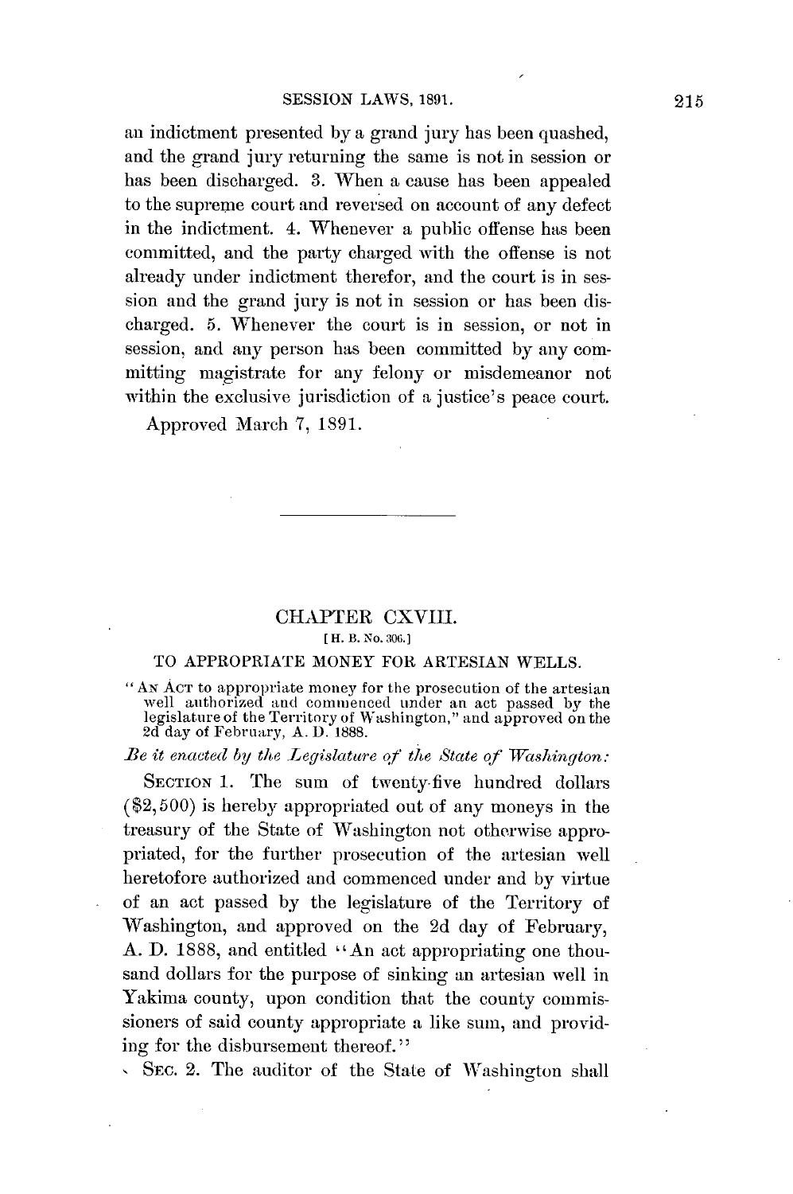an indictment presented by a grand jury has been quashed, and the grand jury returning the same is not in session or has been discharged. 3. When a cause has been appealed to the supreme court and reversed on account of any defect in the indictment. 4. Whenever a public offense has been committed, and the party charged with the offense is not already under indictment therefor, and the court is in session and the grand jury is not in session or has been discharged. 5. Whenever the court is in session, or not in session, and any person has been committed by any committing magistrate for any felony or misdemeanor not within the exclusive jurisdiction of a justice's peace court.

Approved March 7, 1891.

---

## CHAPTER CXVIII.

[H. B. No. 306.]

### TO APPROPRIATE MONEY FOR ARTESIAN WELLS.

"AN ACT to appropriate money for the prosecution of the artesian well authorized and commenced under an act passed by the legislature of the Territory of Washington," and approved on the 2d day of February, A. D. 1888.

*Be it enacted by the Legislature of the State of Washington:*

SECTION 1. The sum of twenty-five hundred dollars ($2,500) is hereby appropriated out of any moneys in the treasury of the State of Washington not otherwise appropriated, for the further prosecution of the artesian well heretofore authorized and commenced under and by virtue of an act passed by the legislature of the Territory of Washington, and approved on the 2d day of February, A. D. 1888, and entitled "An act appropriating one thousand dollars for the purpose of sinking an artesian well in Yakima county, upon condition that the county commissioners of said county appropriate a like sum, and providing for the disbursement thereof."

SEC. 2. The auditor of the State of Washington shall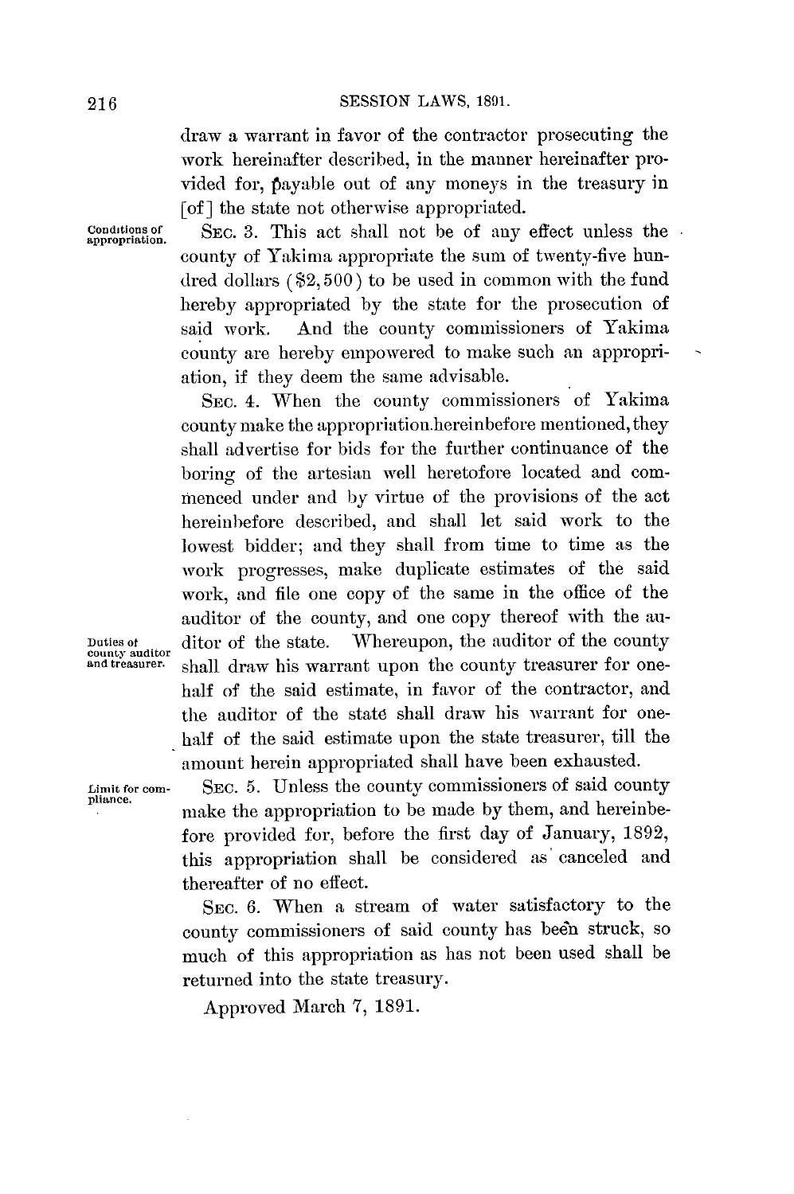draw a warrant in favor of the contractor prosecuting the work hereinafter described, in the manner hereinafter provided for, payable out of any moneys in the treasury in [of] the state not otherwise appropriated.

Conditions of appropriation.

SEC. 3. This act shall not be of any effect unless the county of Yakima appropriate the sum of twenty-five hundred dollars ($2,500) to be used in common with the fund hereby appropriated by the state for the prosecution of said work. And the county commissioners of Yakima county are hereby empowered to make such an appropriation, if they deem the same advisable.

SEC. 4. When the county commissioners of Yakima county make the appropriation hereinbefore mentioned, they shall advertise for bids for the further continuance of the boring of the artesian well heretofore located and commenced under and by virtue of the provisions of the act hereinbefore described, and shall let said work to the lowest bidder; and they shall from time to time as the work progresses, make duplicate estimates of the said work, and file one copy of the same in the office of the auditor of the county, and one copy thereof with the auditor of the state. Whereupon, the auditor of the county shall draw his warrant upon the county treasurer for one-half of the said estimate, in favor of the contractor, and the auditor of the state shall draw his warrant for one-half of the said estimate upon the state treasurer, till the amount herein appropriated shall have been exhausted.

Duties of county auditor and treasurer.

Limit for compliance.

SEC. 5. Unless the county commissioners of said county make the appropriation to be made by them, and hereinbefore provided for, before the first day of January, 1892, this appropriation shall be considered as canceled and thereafter of no effect.

SEC. 6. When a stream of water satisfactory to the county commissioners of said county has been struck, so much of this appropriation as has not been used shall be returned into the state treasury.

Approved March 7, 1891.